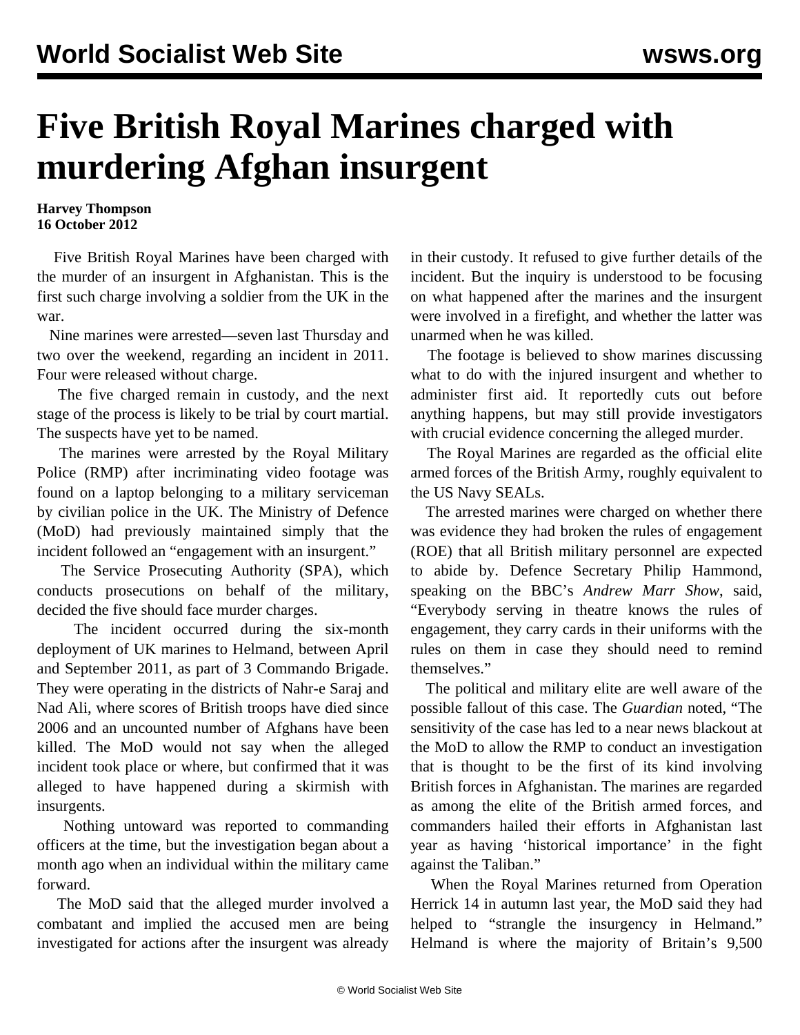# Five British Royal Marines charged with murdering Afghan insurgent

**Harvey Thompson**
**16 October 2012**

Five British Royal Marines have been charged with the murder of an insurgent in Afghanistan. This is the first such charge involving a soldier from the UK in the war.

Nine marines were arrested—seven last Thursday and two over the weekend, regarding an incident in 2011. Four were released without charge.

The five charged remain in custody, and the next stage of the process is likely to be trial by court martial. The suspects have yet to be named.

The marines were arrested by the Royal Military Police (RMP) after incriminating video footage was found on a laptop belonging to a military serviceman by civilian police in the UK. The Ministry of Defence (MoD) had previously maintained simply that the incident followed an "engagement with an insurgent."

The Service Prosecuting Authority (SPA), which conducts prosecutions on behalf of the military, decided the five should face murder charges.

The incident occurred during the six-month deployment of UK marines to Helmand, between April and September 2011, as part of 3 Commando Brigade. They were operating in the districts of Nahr-e Saraj and Nad Ali, where scores of British troops have died since 2006 and an uncounted number of Afghans have been killed. The MoD would not say when the alleged incident took place or where, but confirmed that it was alleged to have happened during a skirmish with insurgents.

Nothing untoward was reported to commanding officers at the time, but the investigation began about a month ago when an individual within the military came forward.

The MoD said that the alleged murder involved a combatant and implied the accused men are being investigated for actions after the insurgent was already in their custody. It refused to give further details of the incident. But the inquiry is understood to be focusing on what happened after the marines and the insurgent were involved in a firefight, and whether the latter was unarmed when he was killed.

The footage is believed to show marines discussing what to do with the injured insurgent and whether to administer first aid. It reportedly cuts out before anything happens, but may still provide investigators with crucial evidence concerning the alleged murder.

The Royal Marines are regarded as the official elite armed forces of the British Army, roughly equivalent to the US Navy SEALs.

The arrested marines were charged on whether there was evidence they had broken the rules of engagement (ROE) that all British military personnel are expected to abide by. Defence Secretary Philip Hammond, speaking on the BBC's *Andrew Marr Show*, said, "Everybody serving in theatre knows the rules of engagement, they carry cards in their uniforms with the rules on them in case they should need to remind themselves."

The political and military elite are well aware of the possible fallout of this case. The *Guardian* noted, "The sensitivity of the case has led to a near news blackout at the MoD to allow the RMP to conduct an investigation that is thought to be the first of its kind involving British forces in Afghanistan. The marines are regarded as among the elite of the British armed forces, and commanders hailed their efforts in Afghanistan last year as having 'historical importance' in the fight against the Taliban."

When the Royal Marines returned from Operation Herrick 14 in autumn last year, the MoD said they had helped to "strangle the insurgency in Helmand." Helmand is where the majority of Britain's 9,500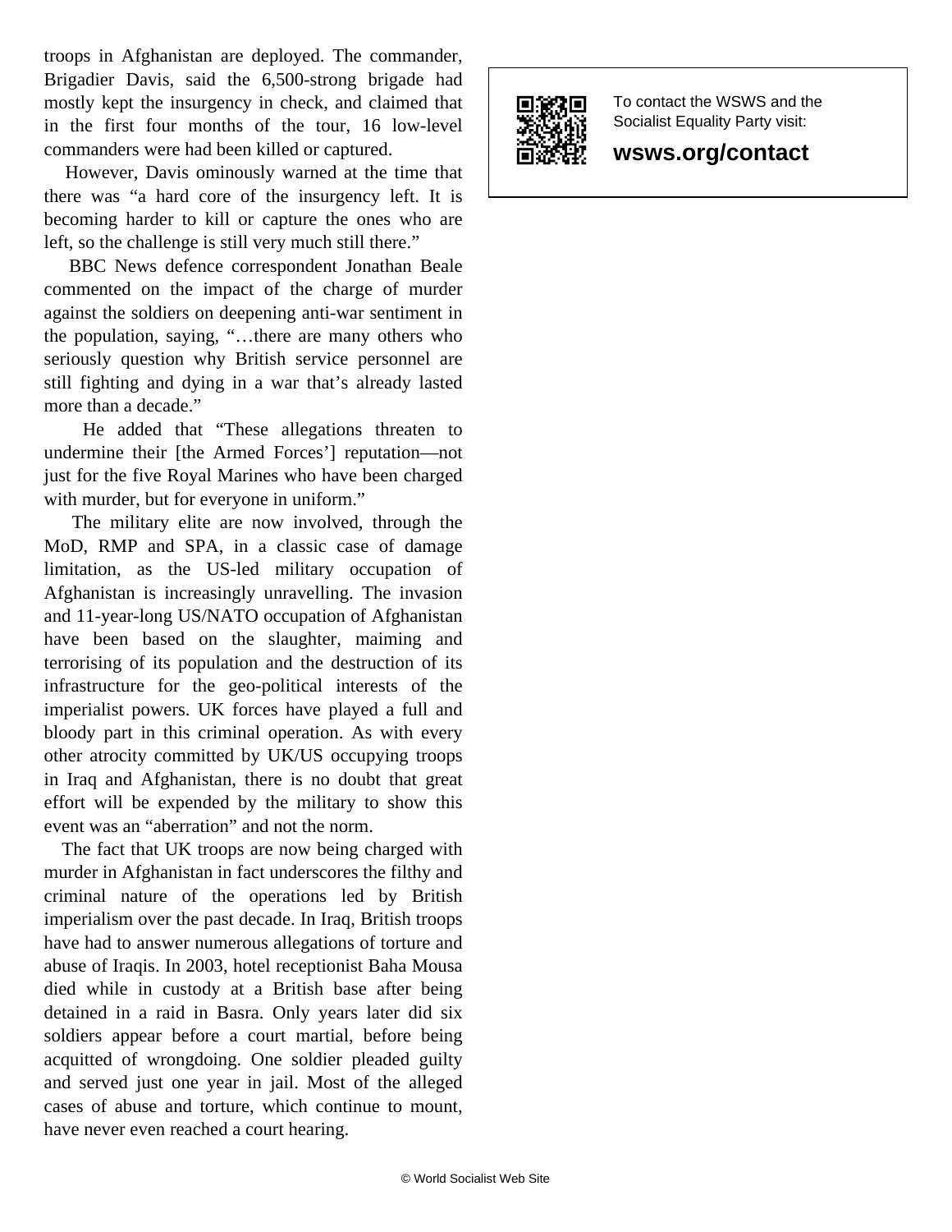troops in Afghanistan are deployed. The commander, Brigadier Davis, said the 6,500-strong brigade had mostly kept the insurgency in check, and claimed that in the first four months of the tour, 16 low-level commanders were had been killed or captured.

However, Davis ominously warned at the time that there was "a hard core of the insurgency left. It is becoming harder to kill or capture the ones who are left, so the challenge is still very much still there."

BBC News defence correspondent Jonathan Beale commented on the impact of the charge of murder against the soldiers on deepening anti-war sentiment in the population, saying, "…there are many others who seriously question why British service personnel are still fighting and dying in a war that's already lasted more than a decade."

He added that "These allegations threaten to undermine their [the Armed Forces'] reputation—not just for the five Royal Marines who have been charged with murder, but for everyone in uniform."

The military elite are now involved, through the MoD, RMP and SPA, in a classic case of damage limitation, as the US-led military occupation of Afghanistan is increasingly unravelling. The invasion and 11-year-long US/NATO occupation of Afghanistan have been based on the slaughter, maiming and terrorising of its population and the destruction of its infrastructure for the geo-political interests of the imperialist powers. UK forces have played a full and bloody part in this criminal operation. As with every other atrocity committed by UK/US occupying troops in Iraq and Afghanistan, there is no doubt that great effort will be expended by the military to show this event was an "aberration" and not the norm.

The fact that UK troops are now being charged with murder in Afghanistan in fact underscores the filthy and criminal nature of the operations led by British imperialism over the past decade. In Iraq, British troops have had to answer numerous allegations of torture and abuse of Iraqis. In 2003, hotel receptionist Baha Mousa died while in custody at a British base after being detained in a raid in Basra. Only years later did six soldiers appear before a court martial, before being acquitted of wrongdoing. One soldier pleaded guilty and served just one year in jail. Most of the alleged cases of abuse and torture, which continue to mount, have never even reached a court hearing.

To contact the WSWS and the Socialist Equality Party visit:

**wsws.org/contact**